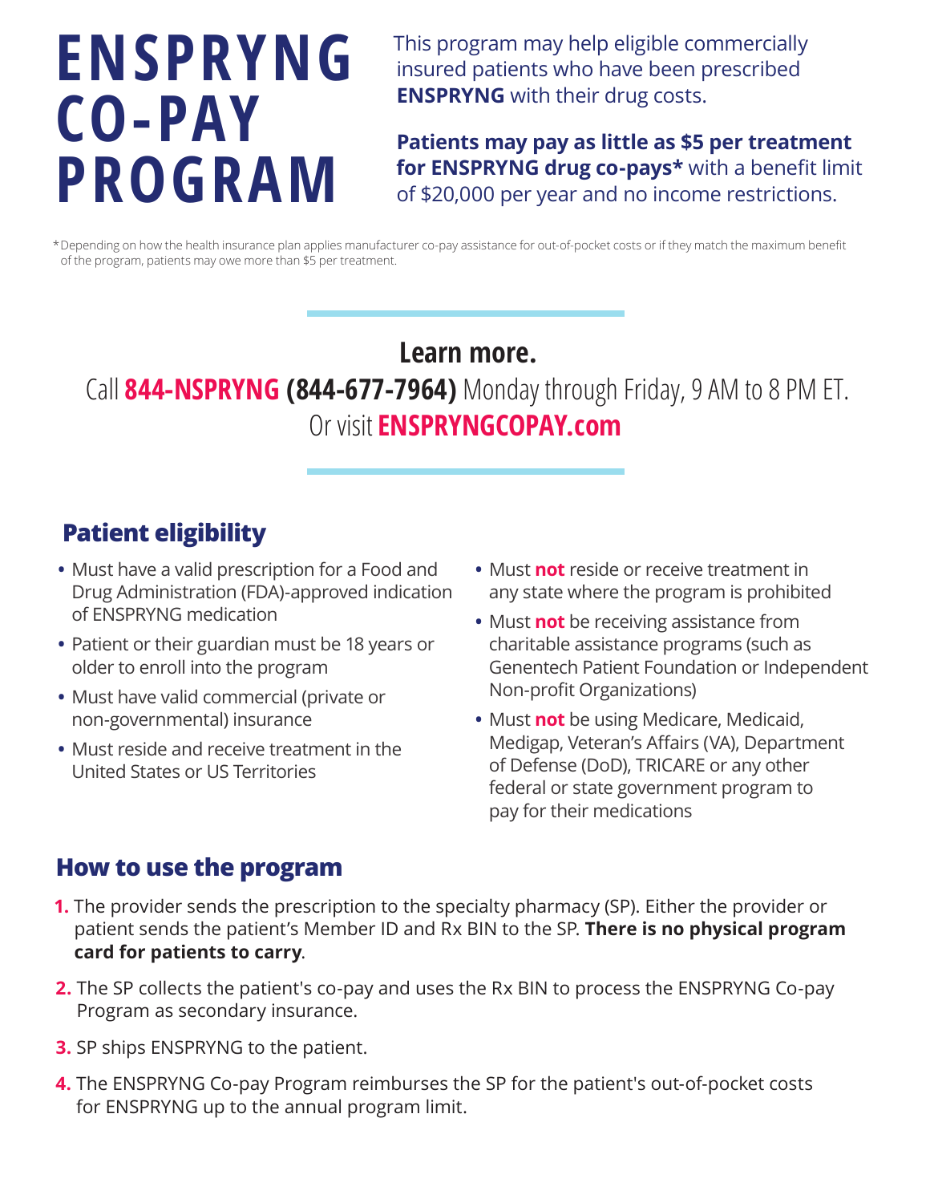# ENSPRYNG CO-PAY PROGRAM

This program may help eligible commercially insured patients who have been prescribed **ENSPRYNG** with their drug costs.

**Patients may pay as little as $5 per treatment for ENSPRYNG drug co-pays*** with a benefit limit of $20,000 per year and no income restrictions.

*Depending on how the health insurance plan applies manufacturer co-pay assistance for out-of-pocket costs or if they match the maximum benefit of the program, patients may owe more than $5 per treatment.

**Learn more.**

Call **844-NSPRYNG (844-677-7964)** Monday through Friday, 9 AM to 8 PM ET.
Or visit **ENSPRYNGCOPAY.com**

## Patient eligibility

- Must have a valid prescription for a Food and Drug Administration (FDA)-approved indication of ENSPRYNG medication
- Patient or their guardian must be 18 years or older to enroll into the program
- Must have valid commercial (private or non-governmental) insurance
- Must reside and receive treatment in the United States or US Territories
- Must **not** reside or receive treatment in any state where the program is prohibited
- Must **not** be receiving assistance from charitable assistance programs (such as Genentech Patient Foundation or Independent Non-profit Organizations)
- Must **not** be using Medicare, Medicaid, Medigap, Veteran's Affairs (VA), Department of Defense (DoD), TRICARE or any other federal or state government program to pay for their medications

## How to use the program

1. The provider sends the prescription to the specialty pharmacy (SP). Either the provider or patient sends the patient's Member ID and Rx BIN to the SP. **There is no physical program card for patients to carry**.
2. The SP collects the patient's co-pay and uses the Rx BIN to process the ENSPRYNG Co-pay Program as secondary insurance.
3. SP ships ENSPRYNG to the patient.
4. The ENSPRYNG Co-pay Program reimburses the SP for the patient's out-of-pocket costs for ENSPRYNG up to the annual program limit.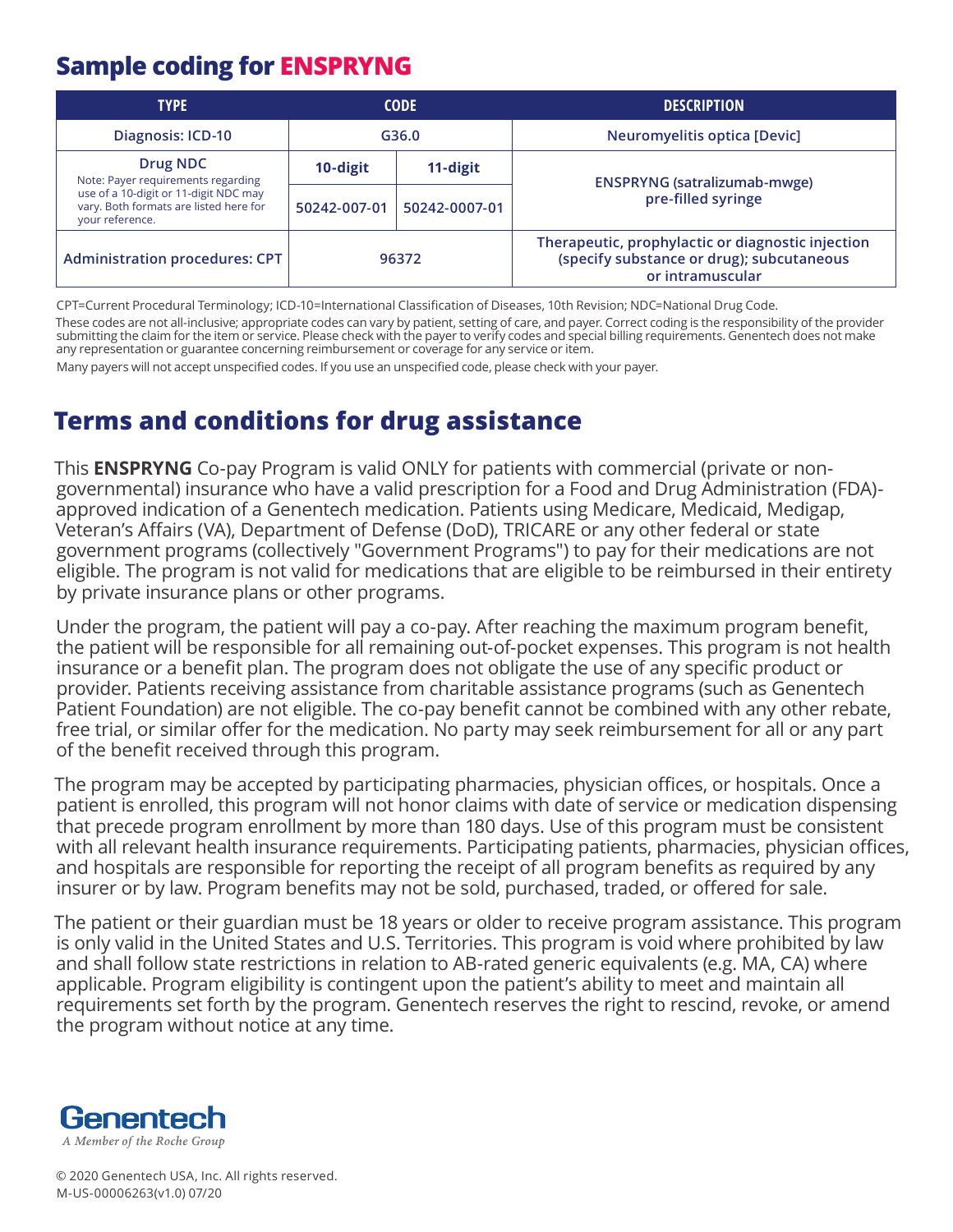## Sample coding for ENSPRYNG

| TYPE | CODE | | DESCRIPTION |
|---|---|---|---|
| Diagnosis: ICD-10 | G36.0 | | Neuromyelitis optica [Devic] |
| Drug NDC<br>Note: Payer requirements regarding use of a 10-digit or 11-digit NDC may vary. Both formats are listed here for your reference. | 10-digit | 11-digit | ENSPRYNG (satralizumab-mwge) pre-filled syringe |
| | 50242-007-01 | 50242-0007-01 | |
| Administration procedures: CPT | 96372 | | Therapeutic, prophylactic or diagnostic injection (specify substance or drug); subcutaneous or intramuscular |

CPT=Current Procedural Terminology; ICD-10=International Classification of Diseases, 10th Revision; NDC=National Drug Code.

These codes are not all-inclusive; appropriate codes can vary by patient, setting of care, and payer. Correct coding is the responsibility of the provider submitting the claim for the item or service. Please check with the payer to verify codes and special billing requirements. Genentech does not make any representation or guarantee concerning reimbursement or coverage for any service or item.

Many payers will not accept unspecified codes. If you use an unspecified code, please check with your payer.

## Terms and conditions for drug assistance

This **ENSPRYNG** Co-pay Program is valid ONLY for patients with commercial (private or non-governmental) insurance who have a valid prescription for a Food and Drug Administration (FDA)-approved indication of a Genentech medication. Patients using Medicare, Medicaid, Medigap, Veteran's Affairs (VA), Department of Defense (DoD), TRICARE or any other federal or state government programs (collectively "Government Programs") to pay for their medications are not eligible. The program is not valid for medications that are eligible to be reimbursed in their entirety by private insurance plans or other programs.

Under the program, the patient will pay a co-pay. After reaching the maximum program benefit, the patient will be responsible for all remaining out-of-pocket expenses. This program is not health insurance or a benefit plan. The program does not obligate the use of any specific product or provider. Patients receiving assistance from charitable assistance programs (such as Genentech Patient Foundation) are not eligible. The co-pay benefit cannot be combined with any other rebate, free trial, or similar offer for the medication. No party may seek reimbursement for all or any part of the benefit received through this program.

The program may be accepted by participating pharmacies, physician offices, or hospitals. Once a patient is enrolled, this program will not honor claims with date of service or medication dispensing that precede program enrollment by more than 180 days. Use of this program must be consistent with all relevant health insurance requirements. Participating patients, pharmacies, physician offices, and hospitals are responsible for reporting the receipt of all program benefits as required by any insurer or by law. Program benefits may not be sold, purchased, traded, or offered for sale.

The patient or their guardian must be 18 years or older to receive program assistance. This program is only valid in the United States and U.S. Territories. This program is void where prohibited by law and shall follow state restrictions in relation to AB-rated generic equivalents (e.g. MA, CA) where applicable. Program eligibility is contingent upon the patient's ability to meet and maintain all requirements set forth by the program. Genentech reserves the right to rescind, revoke, or amend the program without notice at any time.

Genentech
*A Member of the Roche Group*

© 2020 Genentech USA, Inc. All rights reserved.
M-US-00006263(v1.0) 07/20